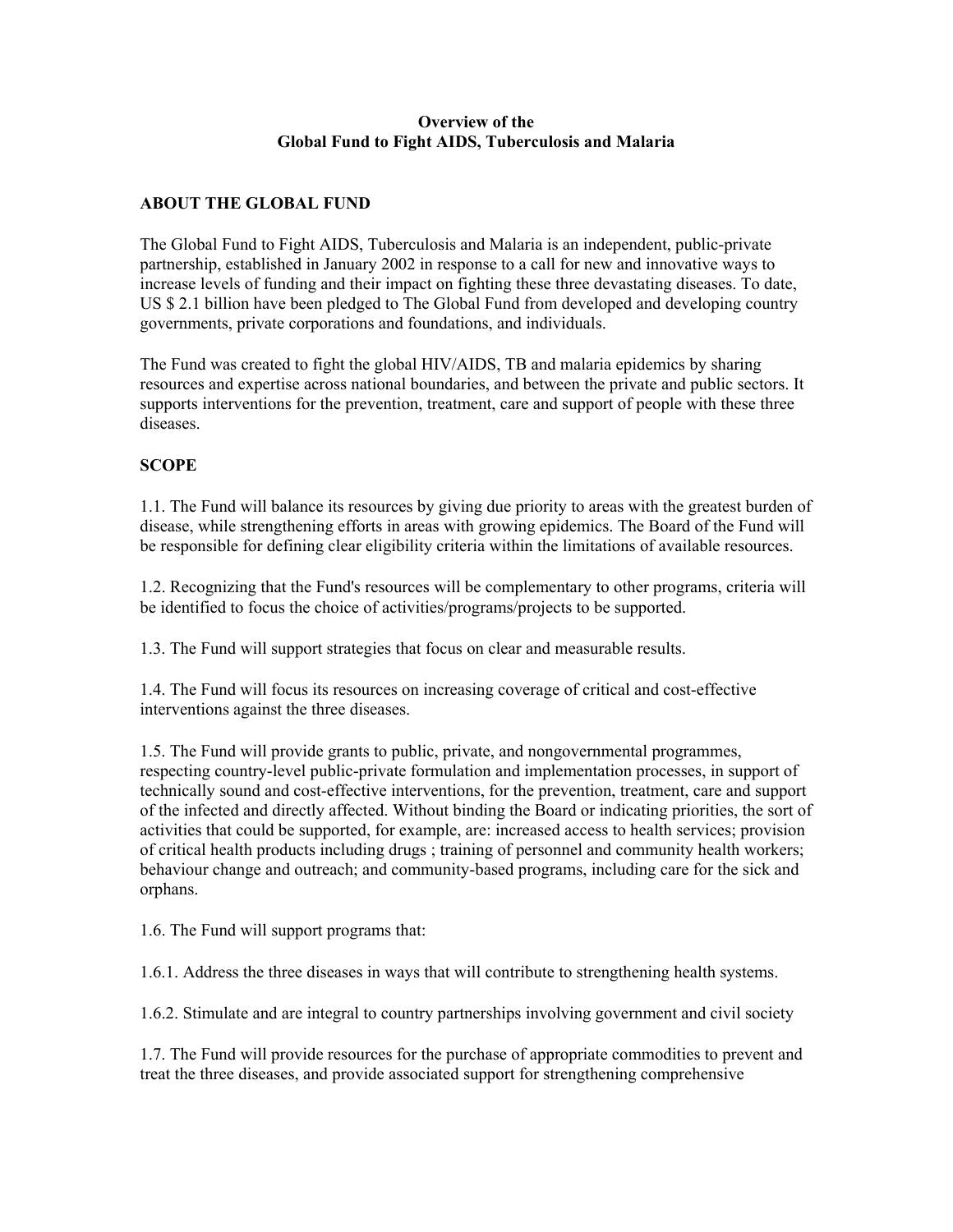**Overview of the**
**Global Fund to Fight AIDS, Tuberculosis and Malaria**

## ABOUT THE GLOBAL FUND

The Global Fund to Fight AIDS, Tuberculosis and Malaria is an independent, public-private partnership, established in January 2002 in response to a call for new and innovative ways to increase levels of funding and their impact on fighting these three devastating diseases. To date, US $ 2.1 billion have been pledged to The Global Fund from developed and developing country governments, private corporations and foundations, and individuals.

The Fund was created to fight the global HIV/AIDS, TB and malaria epidemics by sharing resources and expertise across national boundaries, and between the private and public sectors. It supports interventions for the prevention, treatment, care and support of people with these three diseases.

## SCOPE

1.1. The Fund will balance its resources by giving due priority to areas with the greatest burden of disease, while strengthening efforts in areas with growing epidemics. The Board of the Fund will be responsible for defining clear eligibility criteria within the limitations of available resources.

1.2. Recognizing that the Fund's resources will be complementary to other programs, criteria will be identified to focus the choice of activities/programs/projects to be supported.

1.3. The Fund will support strategies that focus on clear and measurable results.

1.4. The Fund will focus its resources on increasing coverage of critical and cost-effective interventions against the three diseases.

1.5. The Fund will provide grants to public, private, and nongovernmental programmes, respecting country-level public-private formulation and implementation processes, in support of technically sound and cost-effective interventions, for the prevention, treatment, care and support of the infected and directly affected. Without binding the Board or indicating priorities, the sort of activities that could be supported, for example, are: increased access to health services; provision of critical health products including drugs ; training of personnel and community health workers; behaviour change and outreach; and community-based programs, including care for the sick and orphans.

1.6. The Fund will support programs that:

1.6.1. Address the three diseases in ways that will contribute to strengthening health systems.

1.6.2. Stimulate and are integral to country partnerships involving government and civil society

1.7. The Fund will provide resources for the purchase of appropriate commodities to prevent and treat the three diseases, and provide associated support for strengthening comprehensive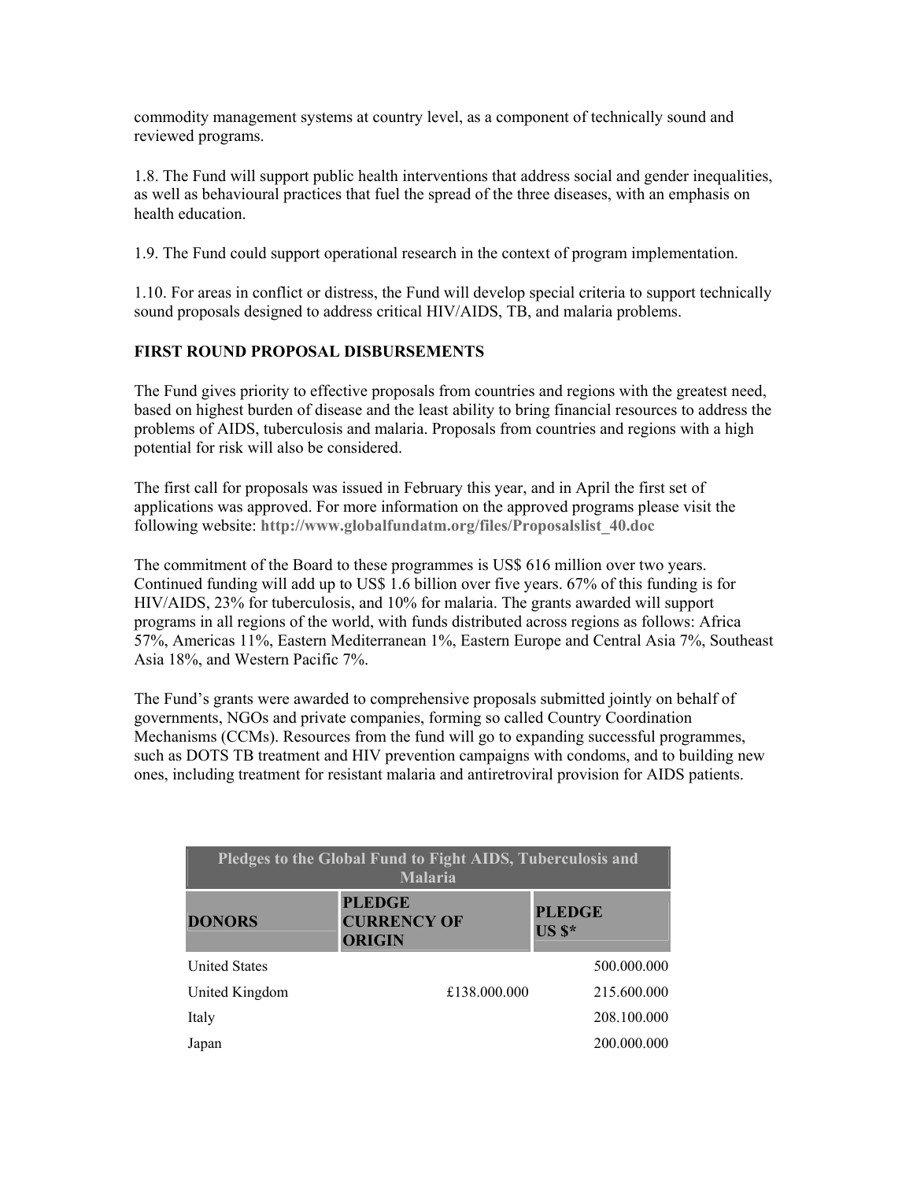commodity management systems at country level, as a component of technically sound and reviewed programs.

1.8. The Fund will support public health interventions that address social and gender inequalities, as well as behavioural practices that fuel the spread of the three diseases, with an emphasis on health education.

1.9. The Fund could support operational research in the context of program implementation.

1.10. For areas in conflict or distress, the Fund will develop special criteria to support technically sound proposals designed to address critical HIV/AIDS, TB, and malaria problems.

**FIRST ROUND PROPOSAL DISBURSEMENTS**

The Fund gives priority to effective proposals from countries and regions with the greatest need, based on highest burden of disease and the least ability to bring financial resources to address the problems of AIDS, tuberculosis and malaria. Proposals from countries and regions with a high potential for risk will also be considered.

The first call for proposals was issued in February this year, and in April the first set of applications was approved. For more information on the approved programs please visit the following website: **http://www.globalfundatm.org/files/Proposalslist_40.doc**

The commitment of the Board to these programmes is US$ 616 million over two years. Continued funding will add up to US$ 1.6 billion over five years. 67% of this funding is for HIV/AIDS, 23% for tuberculosis, and 10% for malaria. The grants awarded will support programs in all regions of the world, with funds distributed across regions as follows: Africa 57%, Americas 11%, Eastern Mediterranean 1%, Eastern Europe and Central Asia 7%, Southeast Asia 18%, and Western Pacific 7%.

The Fund's grants were awarded to comprehensive proposals submitted jointly on behalf of governments, NGOs and private companies, forming so called Country Coordination Mechanisms (CCMs). Resources from the fund will go to expanding successful programmes, such as DOTS TB treatment and HIV prevention campaigns with condoms, and to building new ones, including treatment for resistant malaria and antiretroviral provision for AIDS patients.

| Pledges to the Global Fund to Fight AIDS, Tuberculosis and Malaria | | |
|---|---|---|
| **DONORS** | **PLEDGE CURRENCY OF ORIGIN** | **PLEDGE US $*** |
| United States | | 500.000.000 |
| United Kingdom | £138.000.000 | 215.600.000 |
| Italy | | 208.100.000 |
| Japan | | 200.000.000 |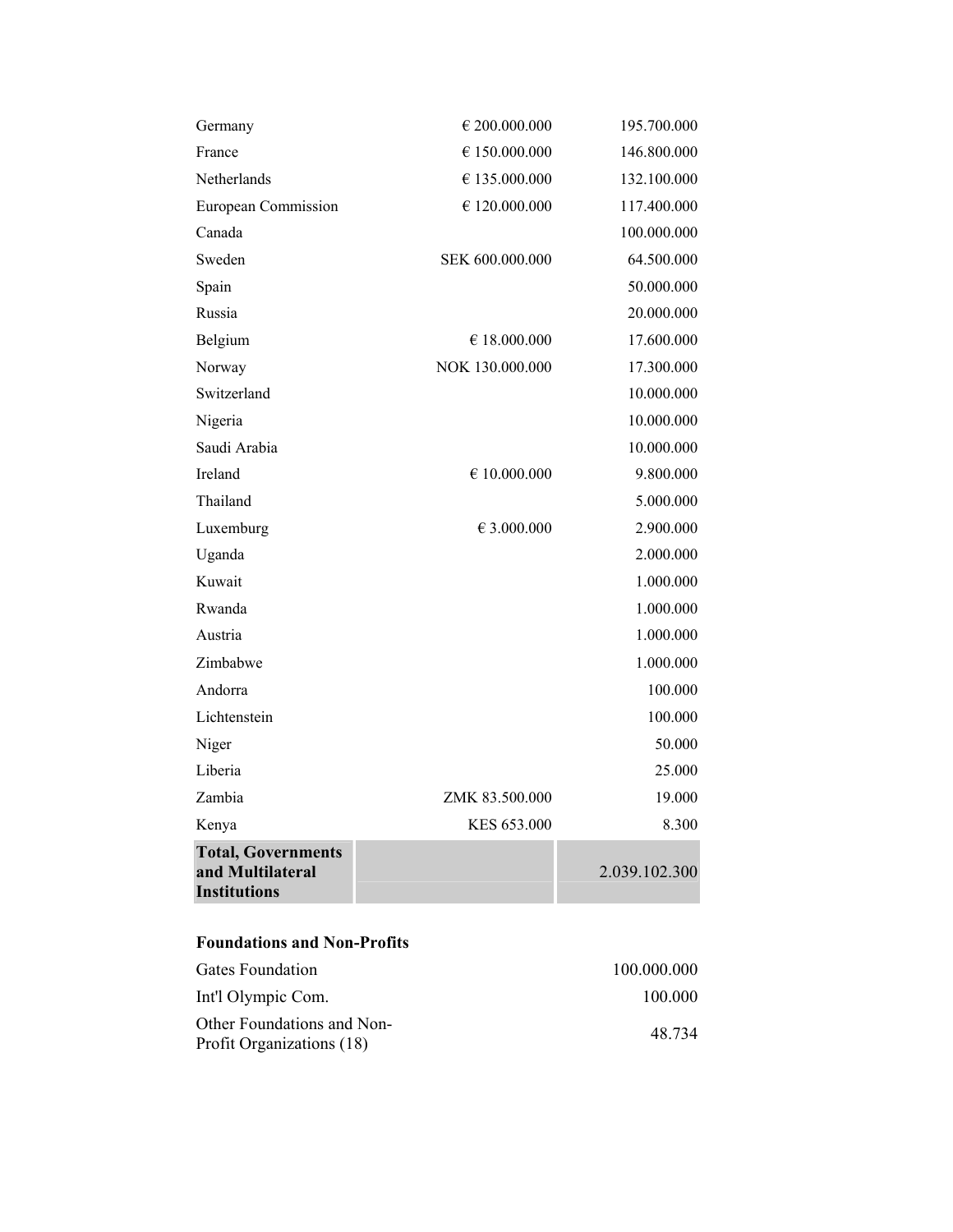| | | |
|---|---|---|
| Germany | € 200.000.000 | 195.700.000 |
| France | € 150.000.000 | 146.800.000 |
| Netherlands | € 135.000.000 | 132.100.000 |
| European Commission | € 120.000.000 | 117.400.000 |
| Canada | | 100.000.000 |
| Sweden | SEK 600.000.000 | 64.500.000 |
| Spain | | 50.000.000 |
| Russia | | 20.000.000 |
| Belgium | € 18.000.000 | 17.600.000 |
| Norway | NOK 130.000.000 | 17.300.000 |
| Switzerland | | 10.000.000 |
| Nigeria | | 10.000.000 |
| Saudi Arabia | | 10.000.000 |
| Ireland | € 10.000.000 | 9.800.000 |
| Thailand | | 5.000.000 |
| Luxemburg | € 3.000.000 | 2.900.000 |
| Uganda | | 2.000.000 |
| Kuwait | | 1.000.000 |
| Rwanda | | 1.000.000 |
| Austria | | 1.000.000 |
| Zimbabwe | | 1.000.000 |
| Andorra | | 100.000 |
| Lichtenstein | | 100.000 |
| Niger | | 50.000 |
| Liberia | | 25.000 |
| Zambia | ZMK 83.500.000 | 19.000 |
| Kenya | KES 653.000 | 8.300 |
| **Total, Governments and Multilateral Institutions** | | 2.039.102.300 |

**Foundations and Non-Profits**

| | |
|---|---|
| Gates Foundation | 100.000.000 |
| Int'l Olympic Com. | 100.000 |
| Other Foundations and Non-Profit Organizations (18) | 48.734 |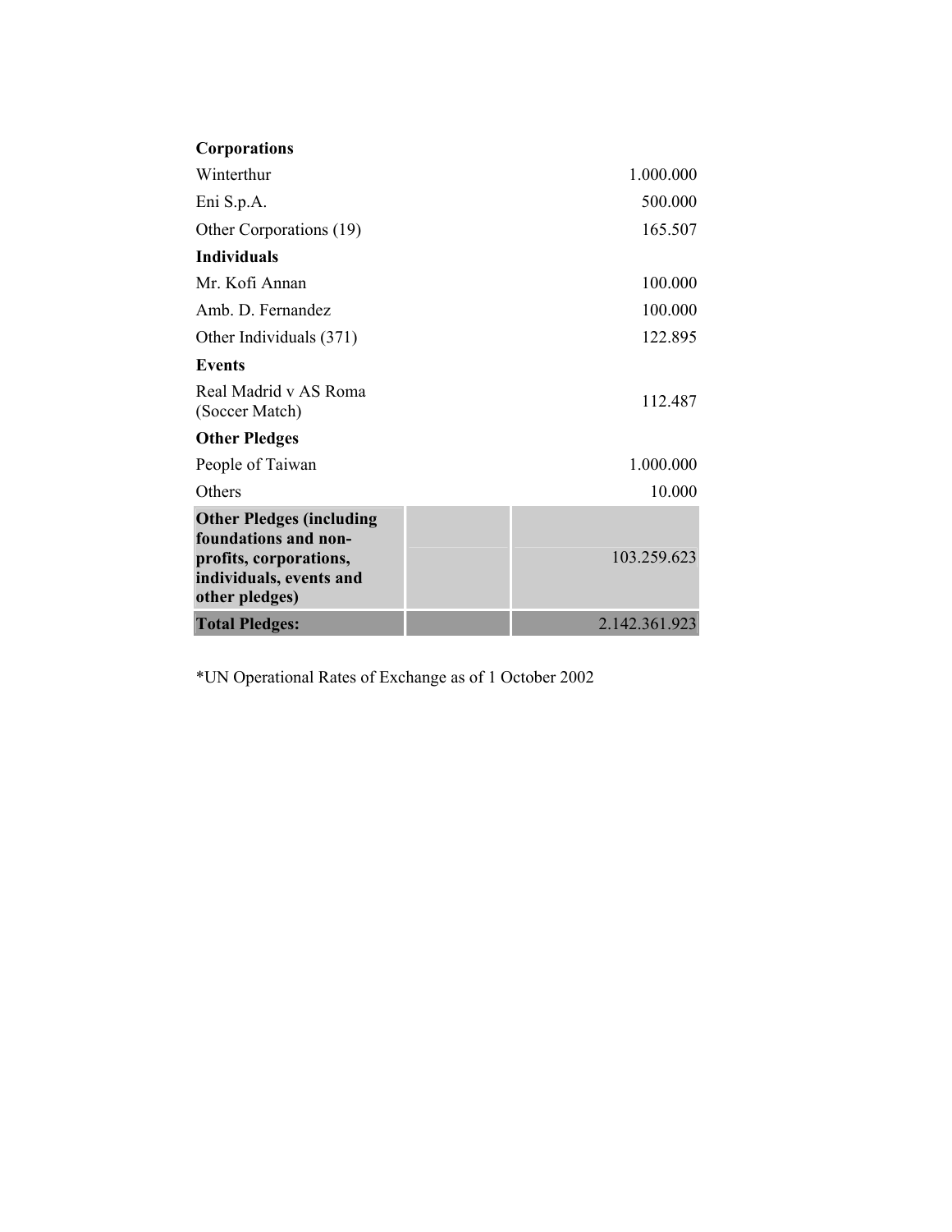| | | |
|---|---|---|
| **Corporations** | | |
| Winterthur | | 1.000.000 |
| Eni S.p.A. | | 500.000 |
| Other Corporations (19) | | 165.507 |
| **Individuals** | | |
| Mr. Kofi Annan | | 100.000 |
| Amb. D. Fernandez | | 100.000 |
| Other Individuals (371) | | 122.895 |
| **Events** | | |
| Real Madrid v AS Roma (Soccer Match) | | 112.487 |
| **Other Pledges** | | |
| People of Taiwan | | 1.000.000 |
| Others | | 10.000 |
| **Other Pledges (including foundations and non-profits, corporations, individuals, events and other pledges)** | | 103.259.623 |
| **Total Pledges:** | | 2.142.361.923 |

*UN Operational Rates of Exchange as of 1 October 2002